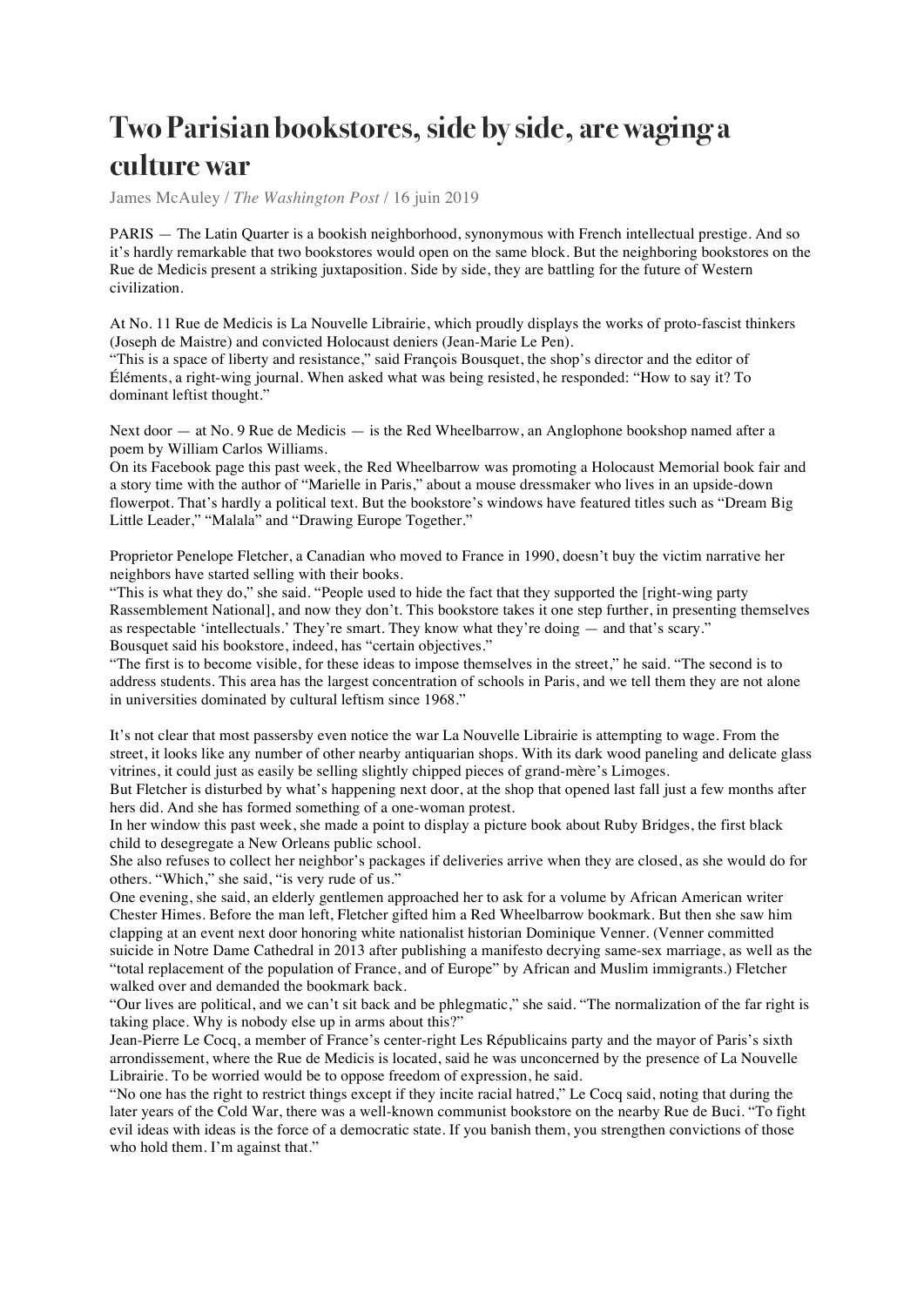# Two Parisian bookstores, side by side, are waging a culture war

James McAuley / *The Washington Post* / 16 juin 2019

PARIS — The Latin Quarter is a bookish neighborhood, synonymous with French intellectual prestige. And so it's hardly remarkable that two bookstores would open on the same block. But the neighboring bookstores on the Rue de Medicis present a striking juxtaposition. Side by side, they are battling for the future of Western civilization.

At No. 11 Rue de Medicis is La Nouvelle Librairie, which proudly displays the works of proto-fascist thinkers (Joseph de Maistre) and convicted Holocaust deniers (Jean-Marie Le Pen).
"This is a space of liberty and resistance," said François Bousquet, the shop's director and the editor of Éléments, a right-wing journal. When asked what was being resisted, he responded: "How to say it? To dominant leftist thought."

Next door — at No. 9 Rue de Medicis — is the Red Wheelbarrow, an Anglophone bookshop named after a poem by William Carlos Williams.
On its Facebook page this past week, the Red Wheelbarrow was promoting a Holocaust Memorial book fair and a story time with the author of "Marielle in Paris," about a mouse dressmaker who lives in an upside-down flowerpot. That's hardly a political text. But the bookstore's windows have featured titles such as "Dream Big Little Leader," "Malala" and "Drawing Europe Together."

Proprietor Penelope Fletcher, a Canadian who moved to France in 1990, doesn't buy the victim narrative her neighbors have started selling with their books.
"This is what they do," she said. "People used to hide the fact that they supported the [right-wing party Rassemblement National], and now they don't. This bookstore takes it one step further, in presenting themselves as respectable 'intellectuals.' They're smart. They know what they're doing — and that's scary."
Bousquet said his bookstore, indeed, has "certain objectives."
"The first is to become visible, for these ideas to impose themselves in the street," he said. "The second is to address students. This area has the largest concentration of schools in Paris, and we tell them they are not alone in universities dominated by cultural leftism since 1968."

It's not clear that most passersby even notice the war La Nouvelle Librairie is attempting to wage. From the street, it looks like any number of other nearby antiquarian shops. With its dark wood paneling and delicate glass vitrines, it could just as easily be selling slightly chipped pieces of grand-mère's Limoges.
But Fletcher is disturbed by what's happening next door, at the shop that opened last fall just a few months after hers did. And she has formed something of a one-woman protest.
In her window this past week, she made a point to display a picture book about Ruby Bridges, the first black child to desegregate a New Orleans public school.
She also refuses to collect her neighbor's packages if deliveries arrive when they are closed, as she would do for others. "Which," she said, "is very rude of us."
One evening, she said, an elderly gentlemen approached her to ask for a volume by African American writer Chester Himes. Before the man left, Fletcher gifted him a Red Wheelbarrow bookmark. But then she saw him clapping at an event next door honoring white nationalist historian Dominique Venner. (Venner committed suicide in Notre Dame Cathedral in 2013 after publishing a manifesto decrying same-sex marriage, as well as the "total replacement of the population of France, and of Europe" by African and Muslim immigrants.) Fletcher walked over and demanded the bookmark back.
"Our lives are political, and we can't sit back and be phlegmatic," she said. "The normalization of the far right is taking place. Why is nobody else up in arms about this?"
Jean-Pierre Le Cocq, a member of France's center-right Les Républicains party and the mayor of Paris's sixth arrondissement, where the Rue de Medicis is located, said he was unconcerned by the presence of La Nouvelle Librairie. To be worried would be to oppose freedom of expression, he said.
"No one has the right to restrict things except if they incite racial hatred," Le Cocq said, noting that during the later years of the Cold War, there was a well-known communist bookstore on the nearby Rue de Buci. "To fight evil ideas with ideas is the force of a democratic state. If you banish them, you strengthen convictions of those who hold them. I'm against that."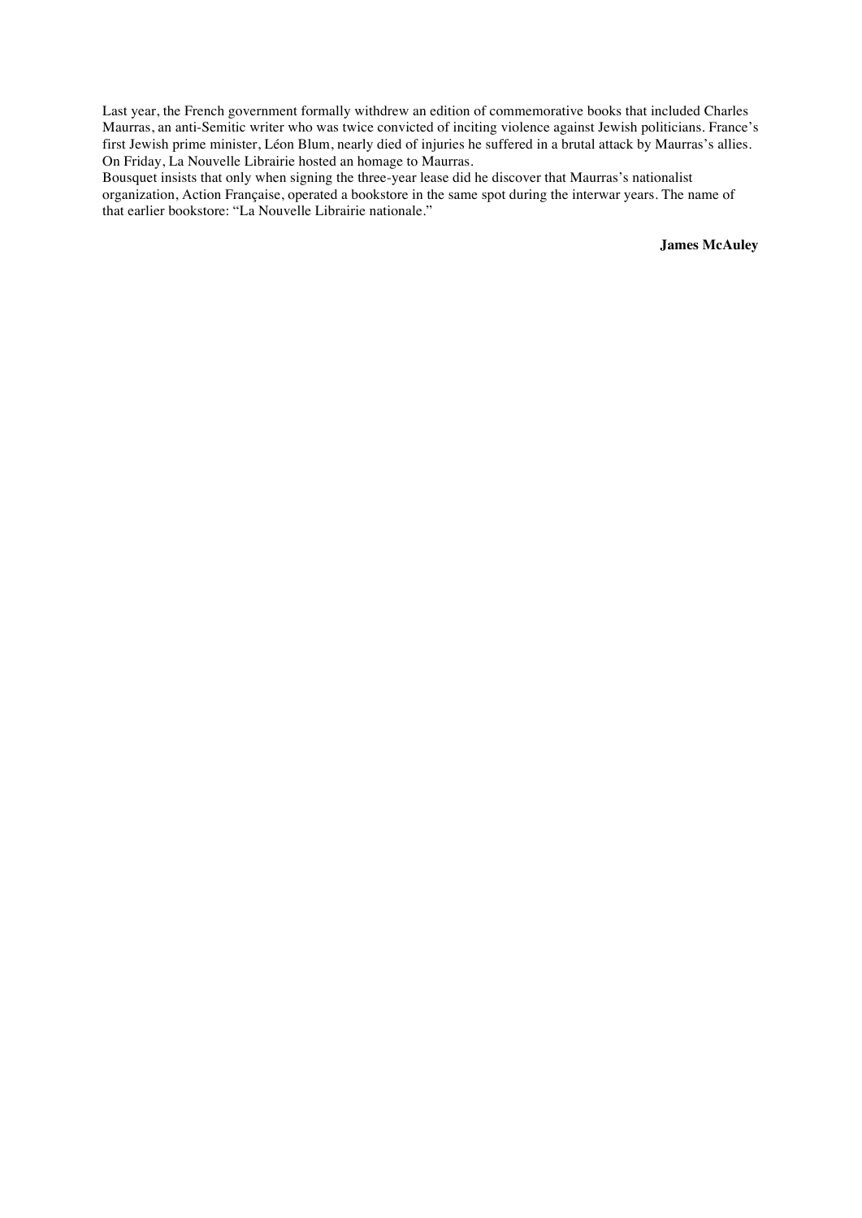Last year, the French government formally withdrew an edition of commemorative books that included Charles Maurras, an anti-Semitic writer who was twice convicted of inciting violence against Jewish politicians. France's first Jewish prime minister, Léon Blum, nearly died of injuries he suffered in a brutal attack by Maurras's allies. On Friday, La Nouvelle Librairie hosted an homage to Maurras.

Bousquet insists that only when signing the three-year lease did he discover that Maurras's nationalist organization, Action Française, operated a bookstore in the same spot during the interwar years. The name of that earlier bookstore: "La Nouvelle Librairie nationale."

**James McAuley**